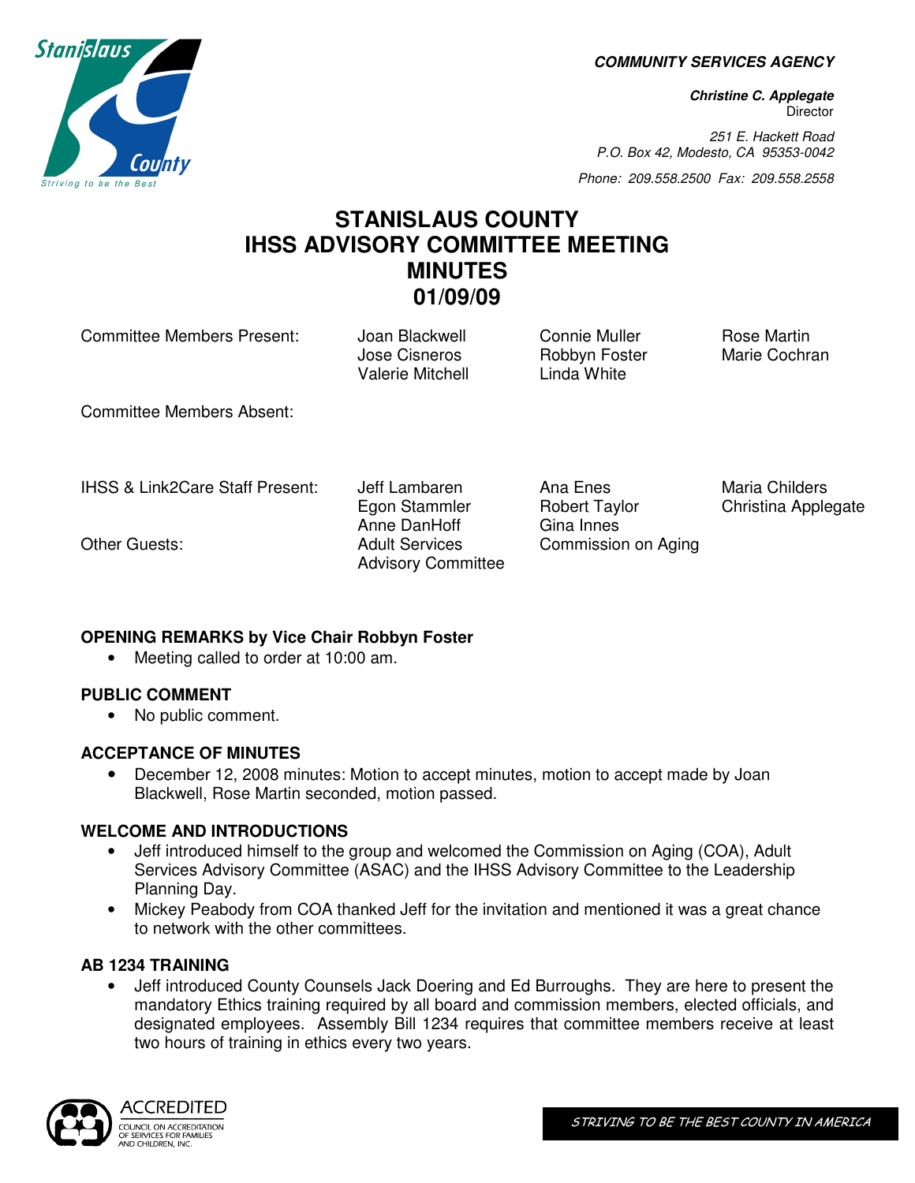**COMMUNITY SERVICES AGENCY**

***Christine C. Applegate***
Director

*251 E. Hackett Road*
*P.O. Box 42, Modesto, CA 95353-0042*

*Phone: 209.558.2500 Fax: 209.558.2558*

# STANISLAUS COUNTY IHSS ADVISORY COMMITTEE MEETING MINUTES 01/09/09

| | | | |
|---|---|---|---|
| Committee Members Present: | Joan Blackwell<br>Jose Cisneros<br>Valerie Mitchell | Connie Muller<br>Robbyn Foster<br>Linda White | Rose Martin<br>Marie Cochran |
| Committee Members Absent: | | | |
| IHSS & Link2Care Staff Present: | Jeff Lambaren<br>Egon Stammler<br>Anne DanHoff | Ana Enes<br>Robert Taylor<br>Gina Innes | Maria Childers<br>Christina Applegate |
| Other Guests: | Adult Services Advisory Committee | Commission on Aging | |

### OPENING REMARKS by Vice Chair Robbyn Foster

- Meeting called to order at 10:00 am.

### PUBLIC COMMENT

- No public comment.

### ACCEPTANCE OF MINUTES

- December 12, 2008 minutes: Motion to accept minutes, motion to accept made by Joan Blackwell, Rose Martin seconded, motion passed.

### WELCOME AND INTRODUCTIONS

- Jeff introduced himself to the group and welcomed the Commission on Aging (COA), Adult Services Advisory Committee (ASAC) and the IHSS Advisory Committee to the Leadership Planning Day.
- Mickey Peabody from COA thanked Jeff for the invitation and mentioned it was a great chance to network with the other committees.

### AB 1234 TRAINING

- Jeff introduced County Counsels Jack Doering and Ed Burroughs. They are here to present the mandatory Ethics training required by all board and commission members, elected officials, and designated employees. Assembly Bill 1234 requires that committee members receive at least two hours of training in ethics every two years.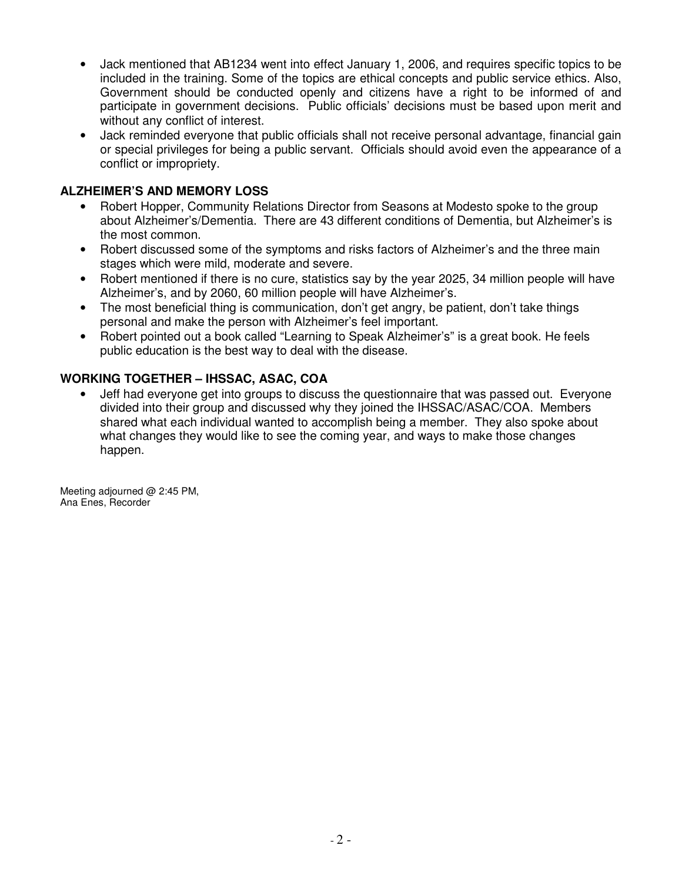- Jack mentioned that AB1234 went into effect January 1, 2006, and requires specific topics to be included in the training. Some of the topics are ethical concepts and public service ethics. Also, Government should be conducted openly and citizens have a right to be informed of and participate in government decisions. Public officials' decisions must be based upon merit and without any conflict of interest.
- Jack reminded everyone that public officials shall not receive personal advantage, financial gain or special privileges for being a public servant. Officials should avoid even the appearance of a conflict or impropriety.

**ALZHEIMER'S AND MEMORY LOSS**

- Robert Hopper, Community Relations Director from Seasons at Modesto spoke to the group about Alzheimer's/Dementia. There are 43 different conditions of Dementia, but Alzheimer's is the most common.
- Robert discussed some of the symptoms and risks factors of Alzheimer's and the three main stages which were mild, moderate and severe.
- Robert mentioned if there is no cure, statistics say by the year 2025, 34 million people will have Alzheimer's, and by 2060, 60 million people will have Alzheimer's.
- The most beneficial thing is communication, don't get angry, be patient, don't take things personal and make the person with Alzheimer's feel important.
- Robert pointed out a book called "Learning to Speak Alzheimer's" is a great book. He feels public education is the best way to deal with the disease.

**WORKING TOGETHER – IHSSAC, ASAC, COA**

- Jeff had everyone get into groups to discuss the questionnaire that was passed out. Everyone divided into their group and discussed why they joined the IHSSAC/ASAC/COA. Members shared what each individual wanted to accomplish being a member. They also spoke about what changes they would like to see the coming year, and ways to make those changes happen.

Meeting adjourned @ 2:45 PM,
Ana Enes, Recorder